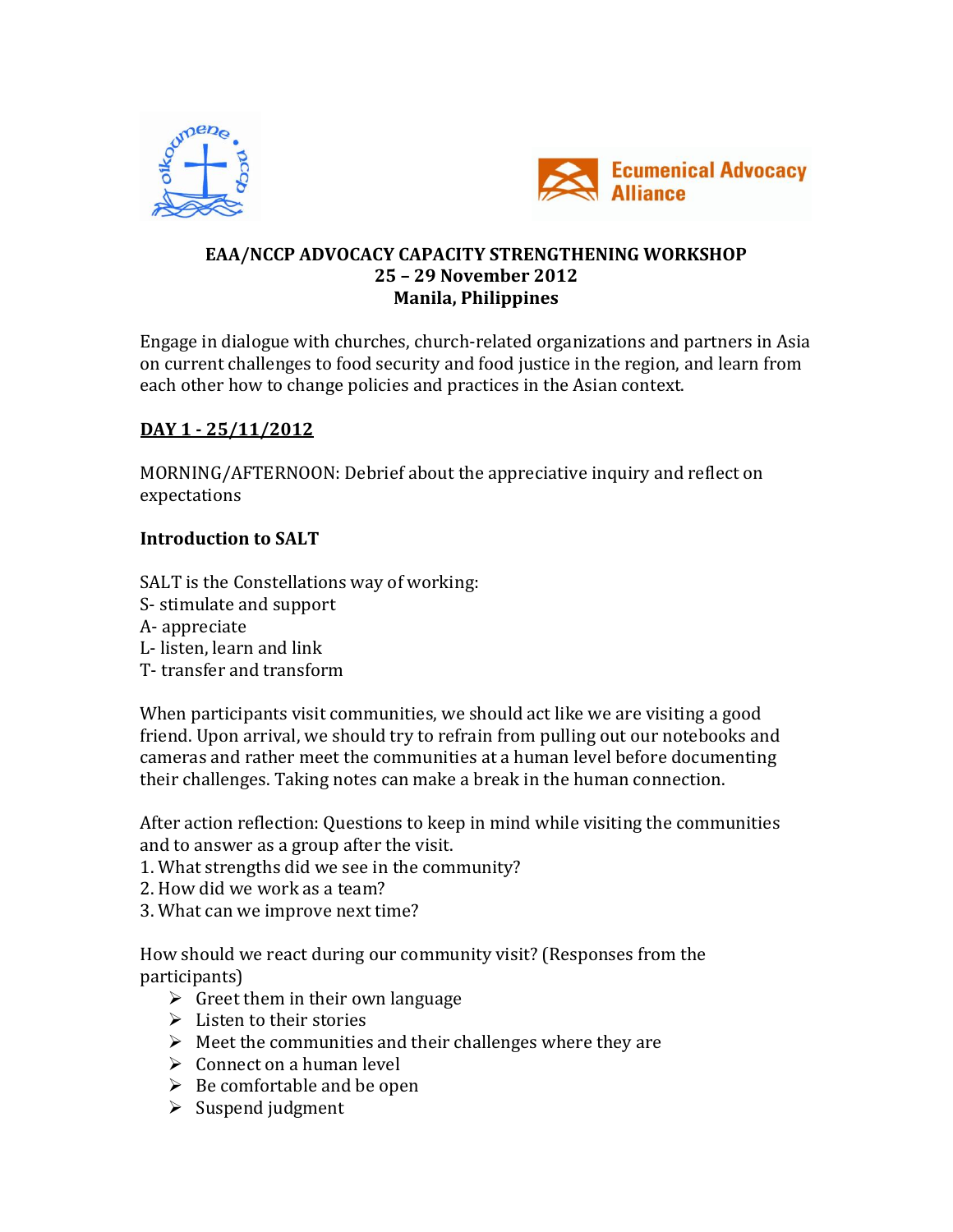# EAA/NCCP ADVOCACY CAPACITY STRENGTHENING WORKSHOP
## 25 – 29 November 2012
## Manila, Philippines

Engage in dialogue with churches, church-related organizations and partners in Asia on current challenges to food security and food justice in the region, and learn from each other how to change policies and practices in the Asian context.

**DAY 1 - 25/11/2012**

MORNING/AFTERNOON: Debrief about the appreciative inquiry and reflect on expectations

**Introduction to SALT**

SALT is the Constellations way of working:
S- stimulate and support
A- appreciate
L- listen, learn and link
T- transfer and transform

When participants visit communities, we should act like we are visiting a good friend. Upon arrival, we should try to refrain from pulling out our notebooks and cameras and rather meet the communities at a human level before documenting their challenges. Taking notes can make a break in the human connection.

After action reflection: Questions to keep in mind while visiting the communities and to answer as a group after the visit.
1. What strengths did we see in the community?
2. How did we work as a team?
3. What can we improve next time?

How should we react during our community visit? (Responses from the participants)

- Greet them in their own language
- Listen to their stories
- Meet the communities and their challenges where they are
- Connect on a human level
- Be comfortable and be open
- Suspend judgment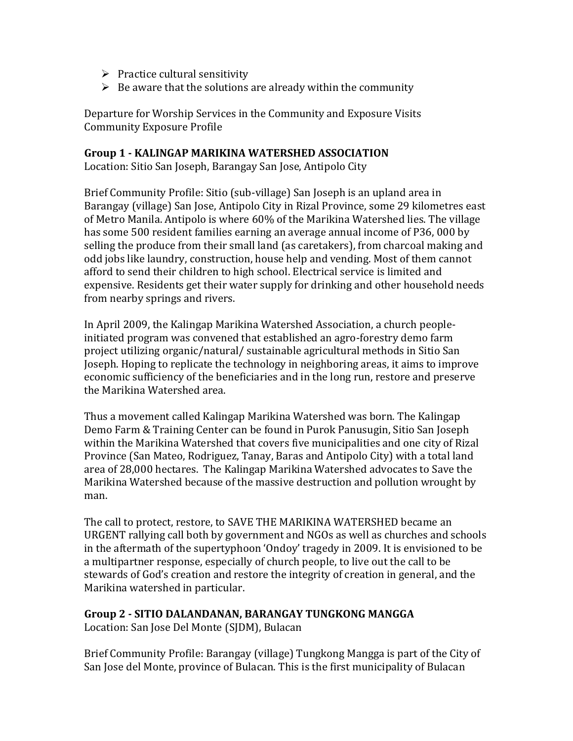- Practice cultural sensitivity
- Be aware that the solutions are already within the community

Departure for Worship Services in the Community and Exposure Visits
Community Exposure Profile

**Group 1 - KALINGAP MARIKINA WATERSHED ASSOCIATION**
Location: Sitio San Joseph, Barangay San Jose, Antipolo City

Brief Community Profile: Sitio (sub-village) San Joseph is an upland area in Barangay (village) San Jose, Antipolo City in Rizal Province, some 29 kilometres east of Metro Manila. Antipolo is where 60% of the Marikina Watershed lies. The village has some 500 resident families earning an average annual income of P36, 000 by selling the produce from their small land (as caretakers), from charcoal making and odd jobs like laundry, construction, house help and vending. Most of them cannot afford to send their children to high school. Electrical service is limited and expensive. Residents get their water supply for drinking and other household needs from nearby springs and rivers.

In April 2009, the Kalingap Marikina Watershed Association, a church people-initiated program was convened that established an agro-forestry demo farm project utilizing organic/natural/ sustainable agricultural methods in Sitio San Joseph. Hoping to replicate the technology in neighboring areas, it aims to improve economic sufficiency of the beneficiaries and in the long run, restore and preserve the Marikina Watershed area.

Thus a movement called Kalingap Marikina Watershed was born. The Kalingap Demo Farm & Training Center can be found in Purok Panusugin, Sitio San Joseph within the Marikina Watershed that covers five municipalities and one city of Rizal Province (San Mateo, Rodriguez, Tanay, Baras and Antipolo City) with a total land area of 28,000 hectares. The Kalingap Marikina Watershed advocates to Save the Marikina Watershed because of the massive destruction and pollution wrought by man.

The call to protect, restore, to SAVE THE MARIKINA WATERSHED became an URGENT rallying call both by government and NGOs as well as churches and schools in the aftermath of the supertyphoon 'Ondoy' tragedy in 2009. It is envisioned to be a multipartner response, especially of church people, to live out the call to be stewards of God's creation and restore the integrity of creation in general, and the Marikina watershed in particular.

**Group 2 - SITIO DALANDANAN, BARANGAY TUNGKONG MANGGA**
Location: San Jose Del Monte (SJDM), Bulacan

Brief Community Profile: Barangay (village) Tungkong Mangga is part of the City of San Jose del Monte, province of Bulacan. This is the first municipality of Bulacan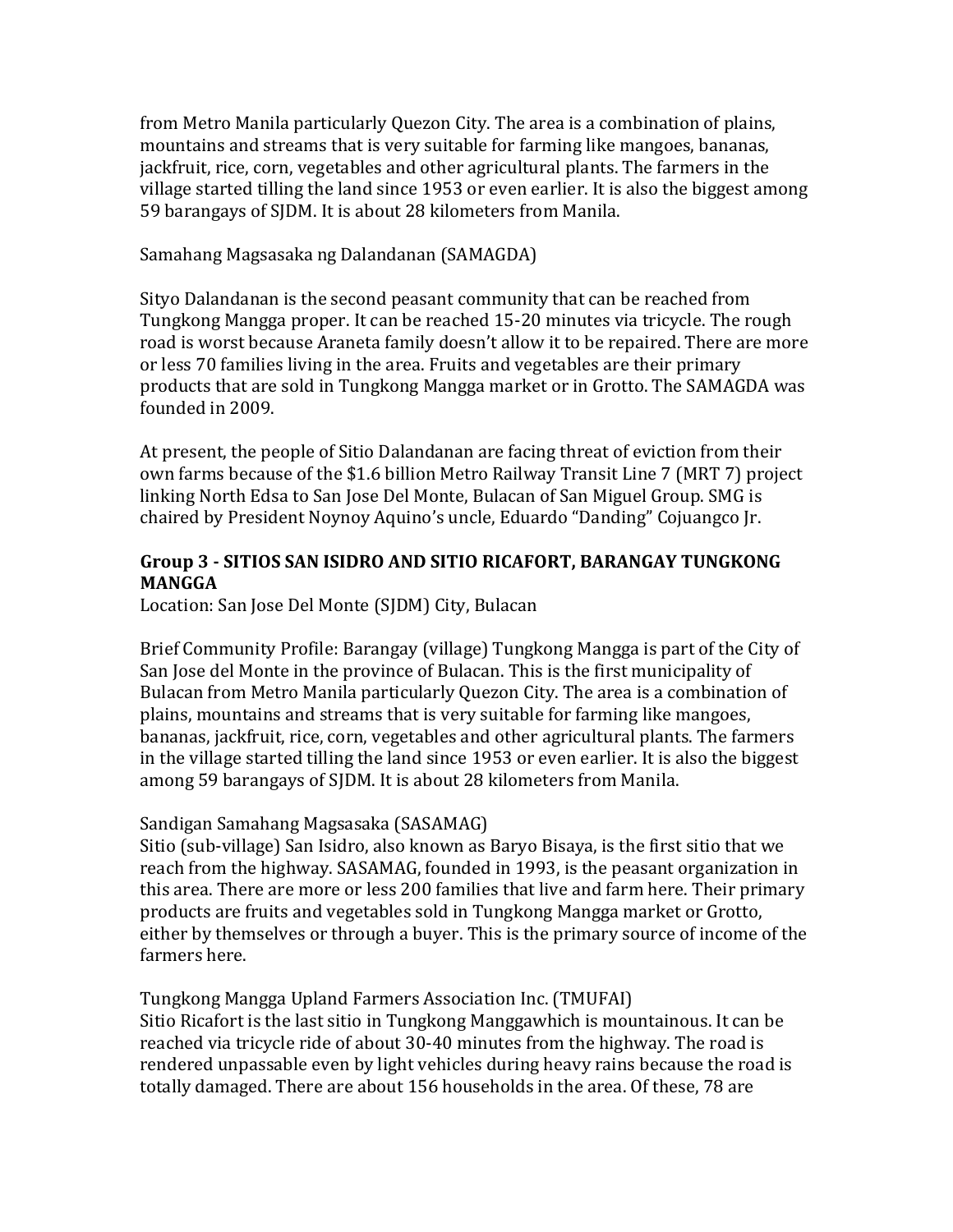from Metro Manila particularly Quezon City. The area is a combination of plains, mountains and streams that is very suitable for farming like mangoes, bananas, jackfruit, rice, corn, vegetables and other agricultural plants. The farmers in the village started tilling the land since 1953 or even earlier. It is also the biggest among 59 barangays of SJDM. It is about 28 kilometers from Manila.

Samahang Magsasaka ng Dalandanan (SAMAGDA)

Sityo Dalandanan is the second peasant community that can be reached from Tungkong Mangga proper. It can be reached 15-20 minutes via tricycle. The rough road is worst because Araneta family doesn't allow it to be repaired. There are more or less 70 families living in the area. Fruits and vegetables are their primary products that are sold in Tungkong Mangga market or in Grotto. The SAMAGDA was founded in 2009.

At present, the people of Sitio Dalandanan are facing threat of eviction from their own farms because of the $1.6 billion Metro Railway Transit Line 7 (MRT 7) project linking North Edsa to San Jose Del Monte, Bulacan of San Miguel Group. SMG is chaired by President Noynoy Aquino's uncle, Eduardo "Danding" Cojuangco Jr.

**Group 3 - SITIOS SAN ISIDRO AND SITIO RICAFORT, BARANGAY TUNGKONG MANGGA**

Location: San Jose Del Monte (SJDM) City, Bulacan

Brief Community Profile: Barangay (village) Tungkong Mangga is part of the City of San Jose del Monte in the province of Bulacan. This is the first municipality of Bulacan from Metro Manila particularly Quezon City. The area is a combination of plains, mountains and streams that is very suitable for farming like mangoes, bananas, jackfruit, rice, corn, vegetables and other agricultural plants. The farmers in the village started tilling the land since 1953 or even earlier. It is also the biggest among 59 barangays of SJDM. It is about 28 kilometers from Manila.

Sandigan Samahang Magsasaka (SASAMAG)

Sitio (sub-village) San Isidro, also known as Baryo Bisaya, is the first sitio that we reach from the highway. SASAMAG, founded in 1993, is the peasant organization in this area. There are more or less 200 families that live and farm here. Their primary products are fruits and vegetables sold in Tungkong Mangga market or Grotto, either by themselves or through a buyer. This is the primary source of income of the farmers here.

Tungkong Mangga Upland Farmers Association Inc. (TMUFAI)

Sitio Ricafort is the last sitio in Tungkong Manggawhich is mountainous. It can be reached via tricycle ride of about 30-40 minutes from the highway. The road is rendered unpassable even by light vehicles during heavy rains because the road is totally damaged. There are about 156 households in the area. Of these, 78 are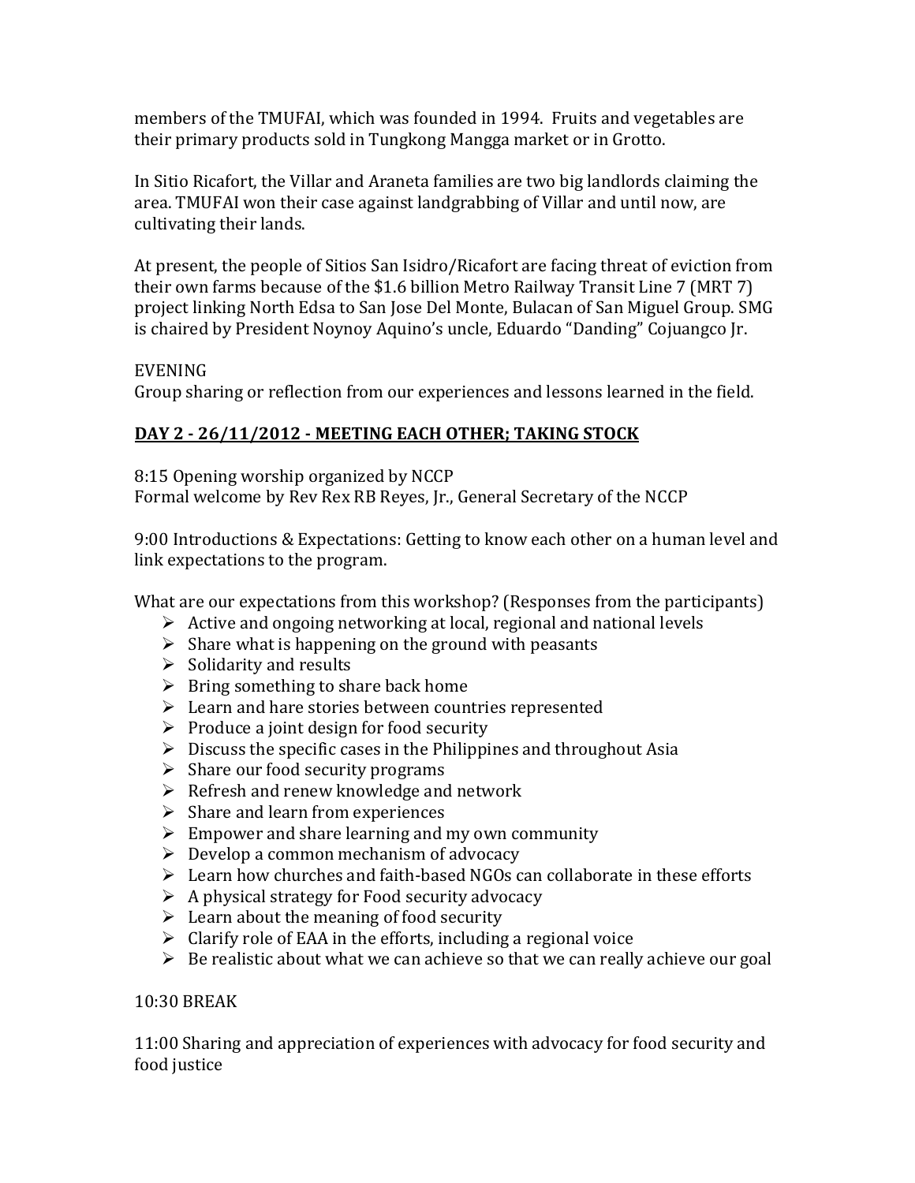members of the TMUFAI, which was founded in 1994. Fruits and vegetables are their primary products sold in Tungkong Mangga market or in Grotto.

In Sitio Ricafort, the Villar and Araneta families are two big landlords claiming the area. TMUFAI won their case against landgrabbing of Villar and until now, are cultivating their lands.

At present, the people of Sitios San Isidro/Ricafort are facing threat of eviction from their own farms because of the $1.6 billion Metro Railway Transit Line 7 (MRT 7) project linking North Edsa to San Jose Del Monte, Bulacan of San Miguel Group. SMG is chaired by President Noynoy Aquino's uncle, Eduardo "Danding" Cojuangco Jr.

EVENING
Group sharing or reflection from our experiences and lessons learned in the field.

## DAY 2 - 26/11/2012 - MEETING EACH OTHER; TAKING STOCK

8:15 Opening worship organized by NCCP
Formal welcome by Rev Rex RB Reyes, Jr., General Secretary of the NCCP

9:00 Introductions & Expectations: Getting to know each other on a human level and link expectations to the program.

What are our expectations from this workshop? (Responses from the participants)

- Active and ongoing networking at local, regional and national levels
- Share what is happening on the ground with peasants
- Solidarity and results
- Bring something to share back home
- Learn and hare stories between countries represented
- Produce a joint design for food security
- Discuss the specific cases in the Philippines and throughout Asia
- Share our food security programs
- Refresh and renew knowledge and network
- Share and learn from experiences
- Empower and share learning and my own community
- Develop a common mechanism of advocacy
- Learn how churches and faith-based NGOs can collaborate in these efforts
- A physical strategy for Food security advocacy
- Learn about the meaning of food security
- Clarify role of EAA in the efforts, including a regional voice
- Be realistic about what we can achieve so that we can really achieve our goal

10:30 BREAK

11:00 Sharing and appreciation of experiences with advocacy for food security and food justice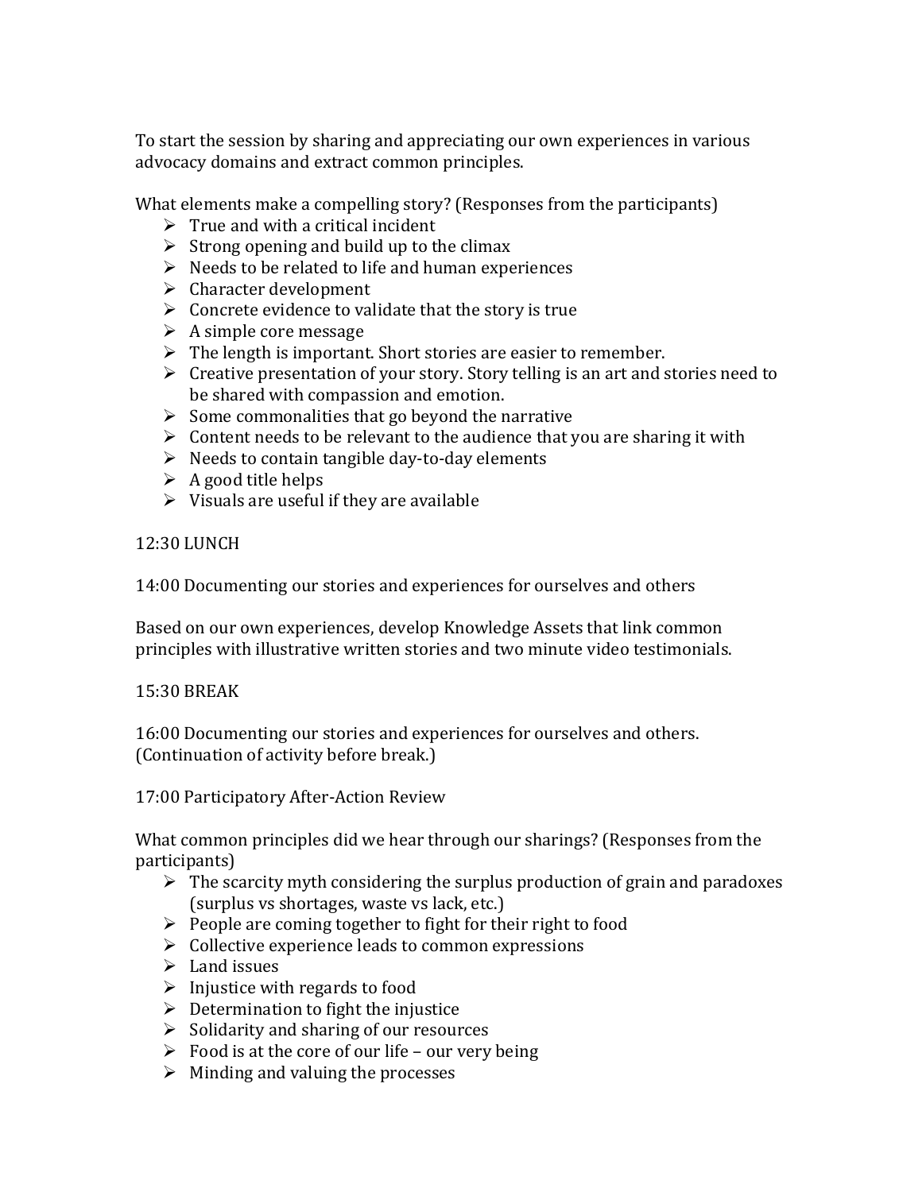To start the session by sharing and appreciating our own experiences in various advocacy domains and extract common principles.

What elements make a compelling story? (Responses from the participants)

- True and with a critical incident
- Strong opening and build up to the climax
- Needs to be related to life and human experiences
- Character development
- Concrete evidence to validate that the story is true
- A simple core message
- The length is important. Short stories are easier to remember.
- Creative presentation of your story. Story telling is an art and stories need to be shared with compassion and emotion.
- Some commonalities that go beyond the narrative
- Content needs to be relevant to the audience that you are sharing it with
- Needs to contain tangible day-to-day elements
- A good title helps
- Visuals are useful if they are available

12:30 LUNCH

14:00 Documenting our stories and experiences for ourselves and others

Based on our own experiences, develop Knowledge Assets that link common principles with illustrative written stories and two minute video testimonials.

15:30 BREAK

16:00 Documenting our stories and experiences for ourselves and others. (Continuation of activity before break.)

17:00 Participatory After-Action Review

What common principles did we hear through our sharings? (Responses from the participants)

- The scarcity myth considering the surplus production of grain and paradoxes (surplus vs shortages, waste vs lack, etc.)
- People are coming together to fight for their right to food
- Collective experience leads to common expressions
- Land issues
- Injustice with regards to food
- Determination to fight the injustice
- Solidarity and sharing of our resources
- Food is at the core of our life – our very being
- Minding and valuing the processes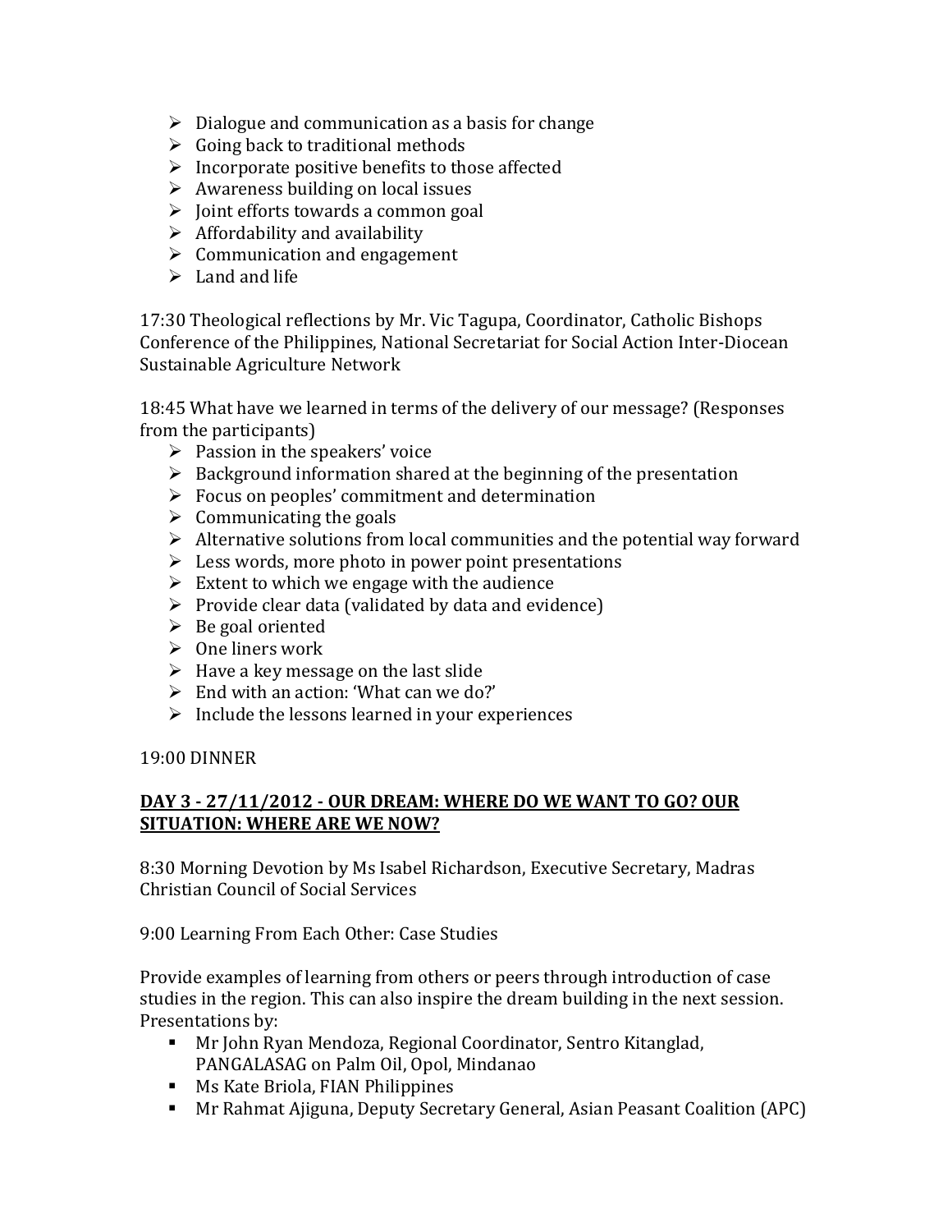- Dialogue and communication as a basis for change
- Going back to traditional methods
- Incorporate positive benefits to those affected
- Awareness building on local issues
- Joint efforts towards a common goal
- Affordability and availability
- Communication and engagement
- Land and life

17:30 Theological reflections by Mr. Vic Tagupa, Coordinator, Catholic Bishops Conference of the Philippines, National Secretariat for Social Action Inter-Diocean Sustainable Agriculture Network

18:45 What have we learned in terms of the delivery of our message? (Responses from the participants)

- Passion in the speakers' voice
- Background information shared at the beginning of the presentation
- Focus on peoples' commitment and determination
- Communicating the goals
- Alternative solutions from local communities and the potential way forward
- Less words, more photo in power point presentations
- Extent to which we engage with the audience
- Provide clear data (validated by data and evidence)
- Be goal oriented
- One liners work
- Have a key message on the last slide
- End with an action: 'What can we do?'
- Include the lessons learned in your experiences

19:00 DINNER

**DAY 3 - 27/11/2012 - OUR DREAM: WHERE DO WE WANT TO GO? OUR SITUATION: WHERE ARE WE NOW?**

8:30 Morning Devotion by Ms Isabel Richardson, Executive Secretary, Madras Christian Council of Social Services

9:00 Learning From Each Other: Case Studies

Provide examples of learning from others or peers through introduction of case studies in the region. This can also inspire the dream building in the next session. Presentations by:

- Mr John Ryan Mendoza, Regional Coordinator, Sentro Kitanglad, PANGALASAG on Palm Oil, Opol, Mindanao
- Ms Kate Briola, FIAN Philippines
- Mr Rahmat Ajiguna, Deputy Secretary General, Asian Peasant Coalition (APC)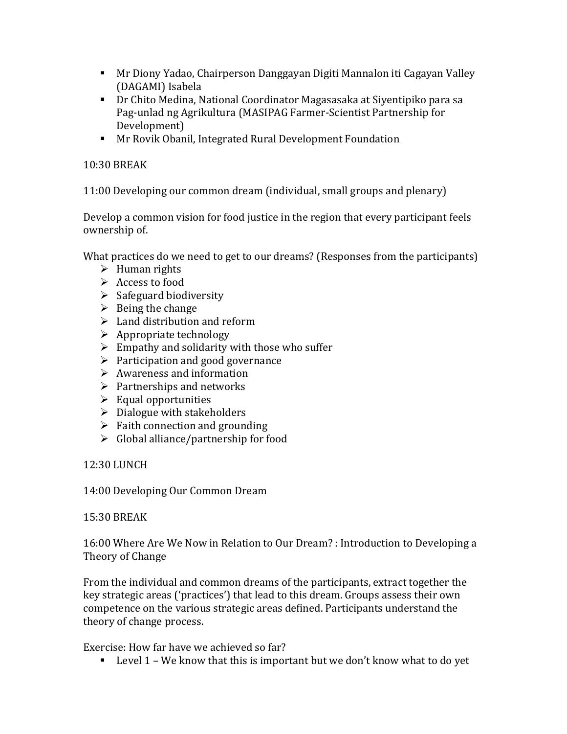- Mr Diony Yadao, Chairperson Danggayan Digiti Mannalon iti Cagayan Valley (DAGAMI) Isabela
- Dr Chito Medina, National Coordinator Magasasaka at Siyentipiko para sa Pag-unlad ng Agrikultura (MASIPAG Farmer-Scientist Partnership for Development)
- Mr Rovik Obanil, Integrated Rural Development Foundation

10:30 BREAK

11:00 Developing our common dream (individual, small groups and plenary)

Develop a common vision for food justice in the region that every participant feels ownership of.

What practices do we need to get to our dreams? (Responses from the participants)

- Human rights
- Access to food
- Safeguard biodiversity
- Being the change
- Land distribution and reform
- Appropriate technology
- Empathy and solidarity with those who suffer
- Participation and good governance
- Awareness and information
- Partnerships and networks
- Equal opportunities
- Dialogue with stakeholders
- Faith connection and grounding
- Global alliance/partnership for food

12:30 LUNCH

14:00 Developing Our Common Dream

15:30 BREAK

16:00 Where Are We Now in Relation to Our Dream? : Introduction to Developing a Theory of Change

From the individual and common dreams of the participants, extract together the key strategic areas ('practices') that lead to this dream. Groups assess their own competence on the various strategic areas defined. Participants understand the theory of change process.

Exercise: How far have we achieved so far?

- Level 1 – We know that this is important but we don't know what to do yet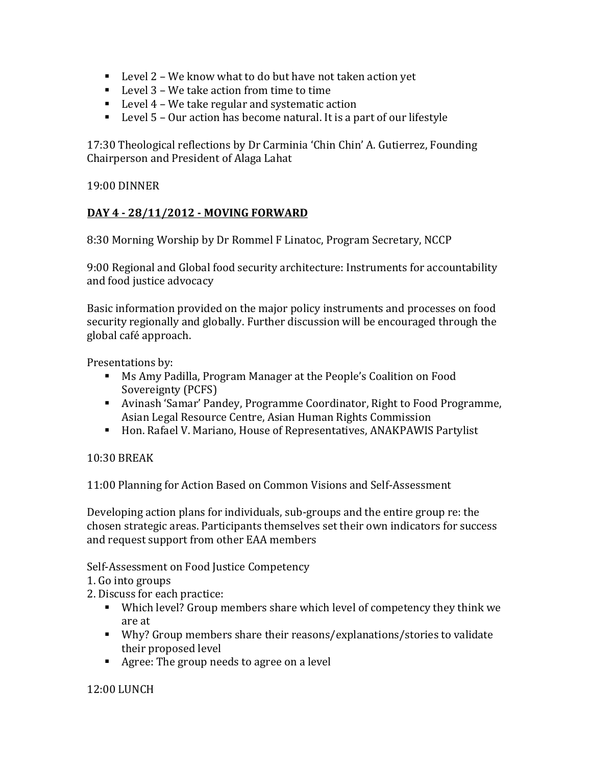- Level 2 – We know what to do but have not taken action yet
- Level 3 – We take action from time to time
- Level 4 – We take regular and systematic action
- Level 5 – Our action has become natural. It is a part of our lifestyle

17:30 Theological reflections by Dr Carminia 'Chin Chin' A. Gutierrez, Founding Chairperson and President of Alaga Lahat

19:00 DINNER

## **DAY 4 - 28/11/2012 - MOVING FORWARD**

8:30 Morning Worship by Dr Rommel F Linatoc, Program Secretary, NCCP

9:00 Regional and Global food security architecture: Instruments for accountability and food justice advocacy

Basic information provided on the major policy instruments and processes on food security regionally and globally. Further discussion will be encouraged through the global café approach.

Presentations by:

- Ms Amy Padilla, Program Manager at the People's Coalition on Food Sovereignty (PCFS)
- Avinash 'Samar' Pandey, Programme Coordinator, Right to Food Programme, Asian Legal Resource Centre, Asian Human Rights Commission
- Hon. Rafael V. Mariano, House of Representatives, ANAKPAWIS Partylist

10:30 BREAK

11:00 Planning for Action Based on Common Visions and Self-Assessment

Developing action plans for individuals, sub-groups and the entire group re: the chosen strategic areas. Participants themselves set their own indicators for success and request support from other EAA members

Self-Assessment on Food Justice Competency

1. Go into groups
2. Discuss for each practice:
   - Which level? Group members share which level of competency they think we are at
   - Why? Group members share their reasons/explanations/stories to validate their proposed level
   - Agree: The group needs to agree on a level

12:00 LUNCH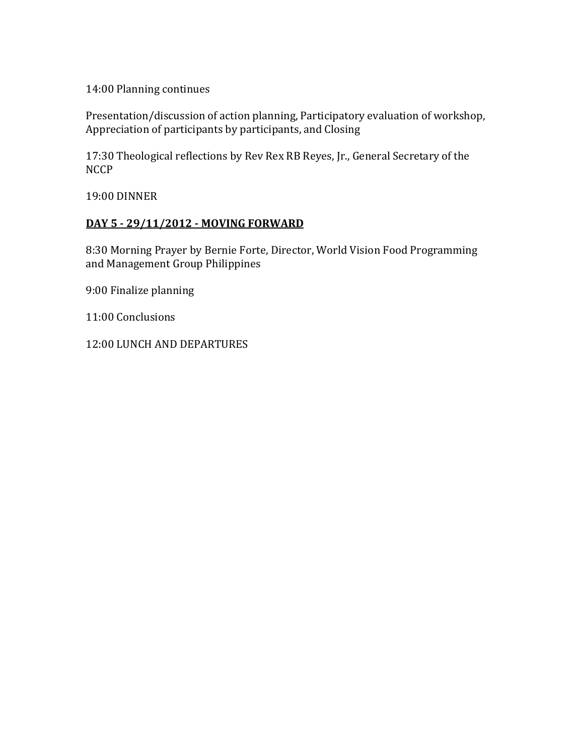14:00 Planning continues

Presentation/discussion of action planning, Participatory evaluation of workshop, Appreciation of participants by participants, and Closing

17:30 Theological reflections by Rev Rex RB Reyes, Jr., General Secretary of the NCCP

19:00 DINNER

**DAY 5 - 29/11/2012 - MOVING FORWARD**

8:30 Morning Prayer by Bernie Forte, Director, World Vision Food Programming and Management Group Philippines

9:00 Finalize planning

11:00 Conclusions

12:00 LUNCH AND DEPARTURES